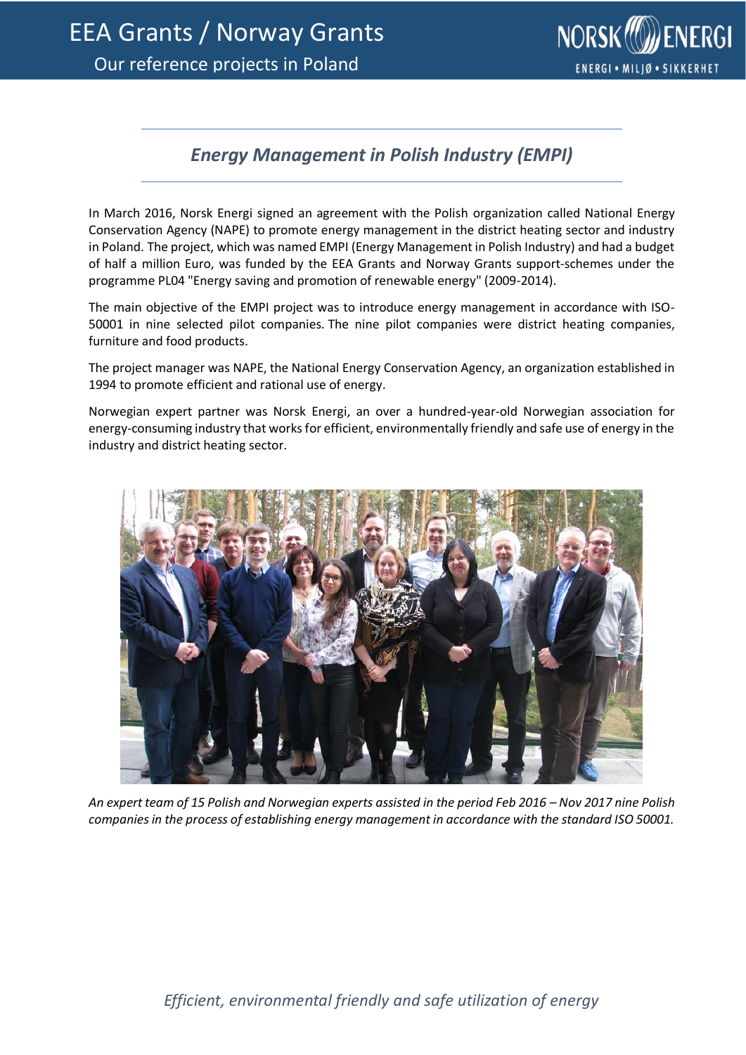# EEA Grants / Norway Grants

Our reference projects in Poland

## *Energy Management in Polish Industry (EMPI)*

In March 2016, Norsk Energi signed an agreement with the Polish organization called National Energy Conservation Agency (NAPE) to promote energy management in the district heating sector and industry in Poland. The project, which was named EMPI (Energy Management in Polish Industry) and had a budget of half a million Euro, was funded by the EEA Grants and Norway Grants support-schemes under the programme PL04 "Energy saving and promotion of renewable energy" (2009-2014).

The main objective of the EMPI project was to introduce energy management in accordance with ISO-50001 in nine selected pilot companies. The nine pilot companies were district heating companies, furniture and food products.

The project manager was NAPE, the National Energy Conservation Agency, an organization established in 1994 to promote efficient and rational use of energy.

Norwegian expert partner was Norsk Energi, an over a hundred-year-old Norwegian association for energy-consuming industry that works for efficient, environmentally friendly and safe use of energy in the industry and district heating sector.

*An expert team of 15 Polish and Norwegian experts assisted in the period Feb 2016 – Nov 2017 nine Polish companies in the process of establishing energy management in accordance with the standard ISO 50001.*

*Efficient, environmental friendly and safe utilization of energy*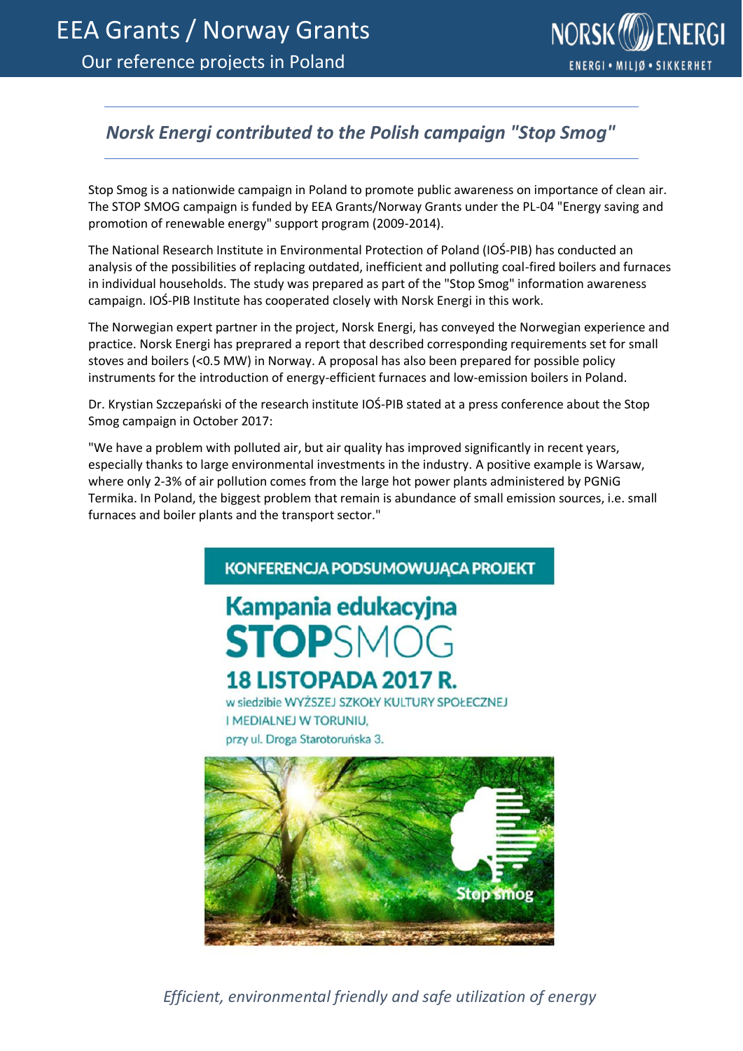## *Norsk Energi contributed to the Polish campaign "Stop Smog"*

Stop Smog is a nationwide campaign in Poland to promote public awareness on importance of clean air. The STOP SMOG campaign is funded by EEA Grants/Norway Grants under the PL-04 "Energy saving and promotion of renewable energy" support program (2009-2014).

The National Research Institute in Environmental Protection of Poland (IOŚ-PIB) has conducted an analysis of the possibilities of replacing outdated, inefficient and polluting coal-fired boilers and furnaces in individual households. The study was prepared as part of the "Stop Smog" information awareness campaign. IOŚ-PIB Institute has cooperated closely with Norsk Energi in this work.

The Norwegian expert partner in the project, Norsk Energi, has conveyed the Norwegian experience and practice. Norsk Energi has preprared a report that described corresponding requirements set for small stoves and boilers (<0.5 MW) in Norway. A proposal has also been prepared for possible policy instruments for the introduction of energy-efficient furnaces and low-emission boilers in Poland.

Dr. Krystian Szczepański of the research institute IOŚ-PIB stated at a press conference about the Stop Smog campaign in October 2017:

"We have a problem with polluted air, but air quality has improved significantly in recent years, especially thanks to large environmental investments in the industry. A positive example is Warsaw, where only 2-3% of air pollution comes from the large hot power plants administered by PGNiG Termika. In Poland, the biggest problem that remain is abundance of small emission sources, i.e. small furnaces and boiler plants and the transport sector."

KONFERENCJA PODSUMOWUJĄCA PROJEKT

Kampania edukacyjna STOPSMOG

18 LISTOPADA 2017 R.

w siedzibie WYŻSZEJ SZKOŁY KULTURY SPOŁECZNEJ I MEDIALNEJ W TORUNIU, przy ul. Droga Starotoruńska 3.

Stop smog

*Efficient, environmental friendly and safe utilization of energy*